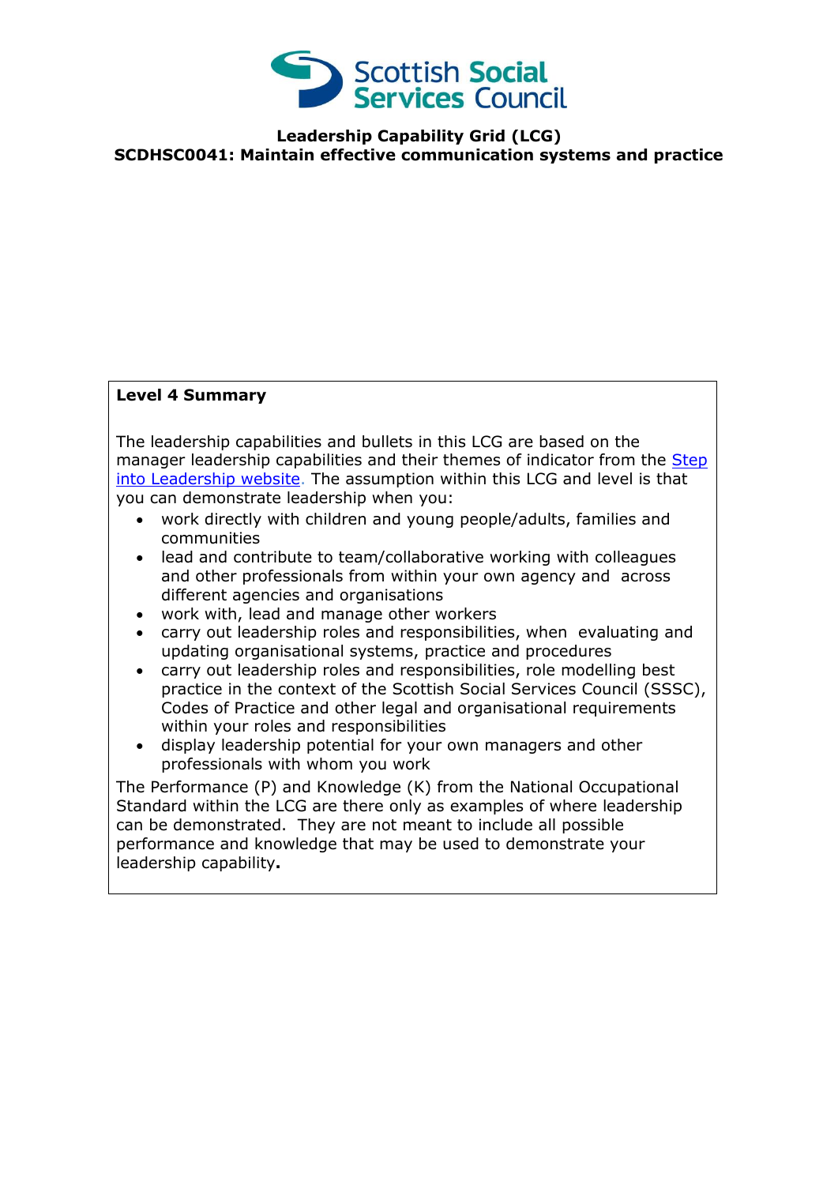**Leadership Capability Grid (LCG)**
**SCDHSC0041: Maintain effective communication systems and practice**

**Level 4 Summary**

The leadership capabilities and bullets in this LCG are based on the manager leadership capabilities and their themes of indicator from the Step into Leadership website. The assumption within this LCG and level is that you can demonstrate leadership when you:

- work directly with children and young people/adults, families and communities
- lead and contribute to team/collaborative working with colleagues and other professionals from within your own agency and across different agencies and organisations
- work with, lead and manage other workers
- carry out leadership roles and responsibilities, when evaluating and updating organisational systems, practice and procedures
- carry out leadership roles and responsibilities, role modelling best practice in the context of the Scottish Social Services Council (SSSC), Codes of Practice and other legal and organisational requirements within your roles and responsibilities
- display leadership potential for your own managers and other professionals with whom you work

The Performance (P) and Knowledge (K) from the National Occupational Standard within the LCG are there only as examples of where leadership can be demonstrated. They are not meant to include all possible performance and knowledge that may be used to demonstrate your leadership capability.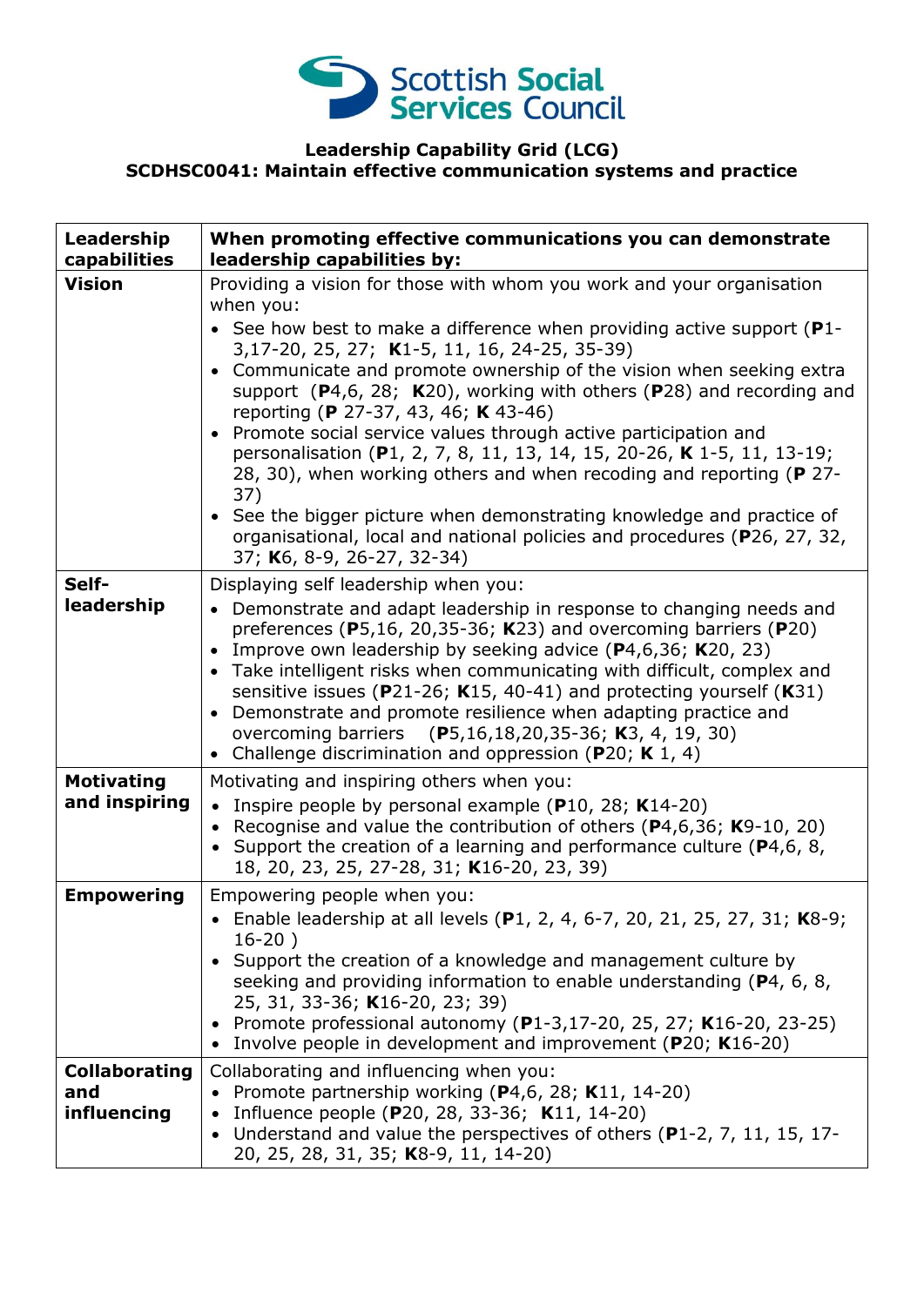**Leadership Capability Grid (LCG)**
**SCDHSC0041: Maintain effective communication systems and practice**

| Leadership capabilities | When promoting effective communications you can demonstrate leadership capabilities by: |
|---|---|
| **Vision** | Providing a vision for those with whom you work and your organisation when you:<br>• See how best to make a difference when providing active support (**P**1-3,17-20, 25, 27; **K**1-5, 11, 16, 24-25, 35-39)<br>• Communicate and promote ownership of the vision when seeking extra support (**P**4,6, 28; **K**20), working with others (**P**28) and recording and reporting (**P** 27-37, 43, 46; **K** 43-46)<br>• Promote social service values through active participation and personalisation (**P**1, 2, 7, 8, 11, 13, 14, 15, 20-26, **K** 1-5, 11, 13-19; 28, 30), when working others and when recoding and reporting (**P** 27-37)<br>• See the bigger picture when demonstrating knowledge and practice of organisational, local and national policies and procedures (**P**26, 27, 32, 37; **K**6, 8-9, 26-27, 32-34) |
| **Self-leadership** | Displaying self leadership when you:<br>• Demonstrate and adapt leadership in response to changing needs and preferences (**P**5,16, 20,35-36; **K**23) and overcoming barriers (**P**20)<br>• Improve own leadership by seeking advice (**P**4,6,36; **K**20, 23)<br>• Take intelligent risks when communicating with difficult, complex and sensitive issues (**P**21-26; **K**15, 40-41) and protecting yourself (**K**31)<br>• Demonstrate and promote resilience when adapting practice and overcoming barriers (**P**5,16,18,20,35-36; **K**3, 4, 19, 30)<br>• Challenge discrimination and oppression (**P**20; **K** 1, 4) |
| **Motivating and inspiring** | Motivating and inspiring others when you:<br>• Inspire people by personal example (**P**10, 28; **K**14-20)<br>• Recognise and value the contribution of others (**P**4,6,36; **K**9-10, 20)<br>• Support the creation of a learning and performance culture (**P**4,6, 8, 18, 20, 23, 25, 27-28, 31; **K**16-20, 23, 39) |
| **Empowering** | Empowering people when you:<br>• Enable leadership at all levels (**P**1, 2, 4, 6-7, 20, 21, 25, 27, 31; **K**8-9; 16-20 )<br>• Support the creation of a knowledge and management culture by seeking and providing information to enable understanding (**P**4, 6, 8, 25, 31, 33-36; **K**16-20, 23; 39)<br>• Promote professional autonomy (**P**1-3,17-20, 25, 27; **K**16-20, 23-25)<br>• Involve people in development and improvement (**P**20; **K**16-20) |
| **Collaborating and influencing** | Collaborating and influencing when you:<br>• Promote partnership working (**P**4,6, 28; **K**11, 14-20)<br>• Influence people (**P**20, 28, 33-36; **K**11, 14-20)<br>• Understand and value the perspectives of others (**P**1-2, 7, 11, 15, 17-20, 25, 28, 31, 35; **K**8-9, 11, 14-20) |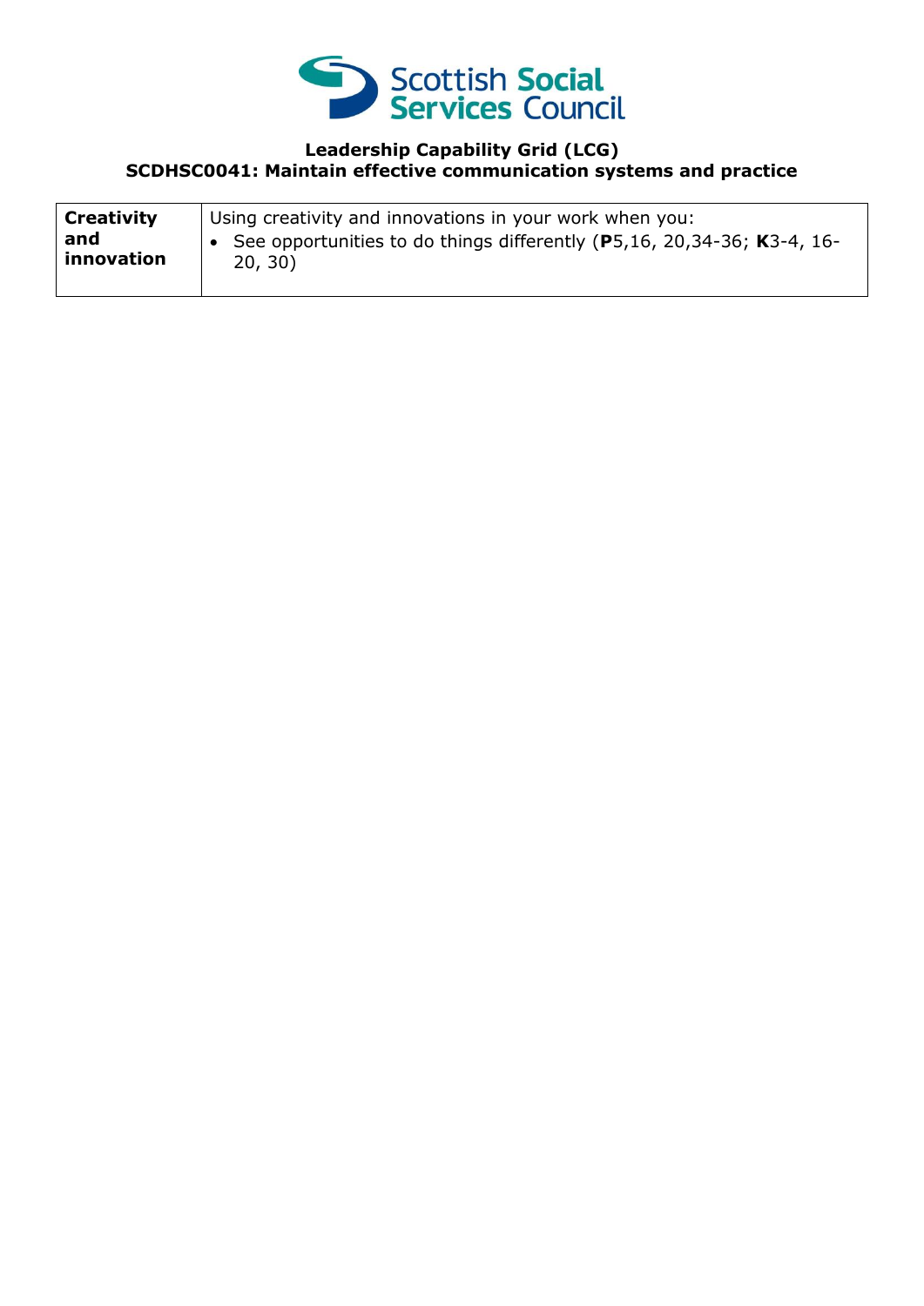**Leadership Capability Grid (LCG)**
**SCDHSC0041: Maintain effective communication systems and practice**

| | |
|---|---|
| **Creativity and innovation** | Using creativity and innovations in your work when you:<br>• See opportunities to do things differently (**P**5,16, 20,34-36; **K**3-4, 16-20, 30) |